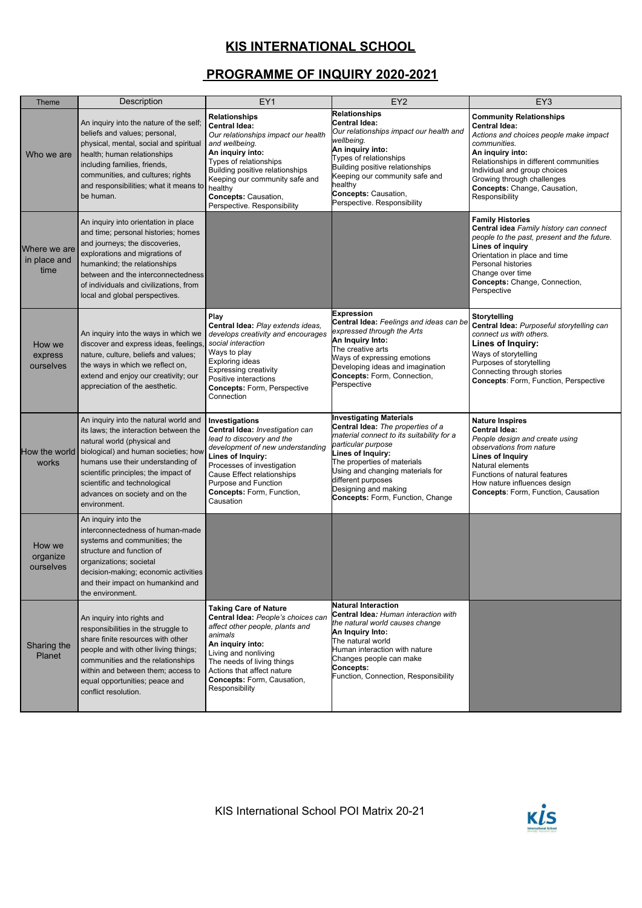# KIS INTERNATIONAL SCHOOL

## PROGRAMME OF INQUIRY 2020-2021

| Theme | Description | EY1 | EY2 | EY3 |
|---|---|---|---|---|
| Who we are | An inquiry into the nature of the self; beliefs and values; personal, physical, mental, social and spiritual health; human relationships including families, friends, communities, and cultures; rights and responsibilities; what it means to be human. | **Relationships**<br>**Central Idea:**<br>*Our relationships impact our health and wellbeing.*<br>**An inquiry into:**<br>Types of relationships<br>Building positive relationships<br>Keeping our community safe and healthy<br>**Concepts:** Causation, Perspective. Responsibility | **Relationships**<br>**Central Idea:**<br>*Our relationships impact our health and wellbeing.*<br>**An inquiry into:**<br>Types of relationships<br>Building positive relationships<br>Keeping our community safe and healthy<br>**Concepts:** Causation, Perspective. Responsibility | **Community Relationships**<br>**Central Idea:**<br>*Actions and choices people make impact communities.*<br>**An inquiry into:**<br>Relationships in different communities<br>Individual and group choices<br>Growing through challenges<br>**Concepts:** Change, Causation, Responsibility |
| Where we are in place and time | An inquiry into orientation in place and time; personal histories; homes and journeys; the discoveries, explorations and migrations of humankind; the relationships between and the interconnectedness of individuals and civilizations, from local and global perspectives. | | | **Family Histories**<br>**Central idea** *Family history can connect people to the past, present and the future.*<br>**Lines of inquiry**<br>Orientation in place and time<br>Personal histories<br>Change over time<br>**Concepts:** Change, Connection, Perspective |
| How we express ourselves | An inquiry into the ways in which we discover and express ideas, feelings, nature, culture, beliefs and values; the ways in which we reflect on, extend and enjoy our creativity; our appreciation of the aesthetic. | **Play**<br>**Central Idea:** *Play extends ideas, develops creativity and encourages social interaction*<br>Ways to play<br>Exploring ideas<br>Expressing creativity<br>Positive interactions<br>**Concepts:** Form, Perspective Connection | **Expression**<br>**Central Idea:** *Feelings and ideas can be expressed through the Arts*<br>**An Inquiry Into:**<br>The creative arts<br>Ways of expressing emotions<br>Developing ideas and imagination<br>**Concepts:** Form, Connection, Perspective | **Storytelling**<br>**Central Idea:** *Purposeful storytelling can connect us with others.*<br>**Lines of Inquiry:**<br>Ways of storytelling<br>Purposes of storytelling<br>Connecting through stories<br>**Concepts**: Form, Function, Perspective |
| How the world works | An inquiry into the natural world and its laws; the interaction between the natural world (physical and biological) and human societies; how humans use their understanding of scientific principles; the impact of scientific and technological advances on society and on the environment. | **Investigations**<br>**Central Idea:** *Investigation can lead to discovery and the development of new understanding*<br>**Lines of Inquiry:**<br>Processes of investigation<br>Cause Effect relationships<br>Purpose and Function<br>**Concepts:** Form, Function, Causation | **Investigating Materials**<br>**Central Idea:** *The properties of a material connect to its suitability for a particular purpose*<br>**Lines of Inquiry:**<br>The properties of materials<br>Using and changing materials for different purposes<br>Designing and making<br>**Concepts:** Form, Function, Change | **Nature Inspires**<br>**Central Idea:**<br>*People design and create using observations from nature*<br>**Lines of Inquiry**<br>Natural elements<br>Functions of natural features<br>How nature influences design<br>**Concepts**: Form, Function, Causation |
| How we organize ourselves | An inquiry into the interconnectedness of human-made systems and communities; the structure and function of organizations; societal decision-making; economic activities and their impact on humankind and the environment. | | | |
| Sharing the Planet | An inquiry into rights and responsibilities in the struggle to share finite resources with other people and with other living things; communities and the relationships within and between them; access to equal opportunities; peace and conflict resolution. | **Taking Care of Nature**<br>**Central Idea:** *People's choices can affect other people, plants and animals*<br>**An inquiry into:**<br>Living and nonliving<br>The needs of living things<br>Actions that affect nature<br>**Concepts:** Form, Causation, Responsibility | **Natural Interaction**<br>**Central Idea:** *Human interaction with the natural world causes change*<br>**An Inquiry Into:**<br>The natural world<br>Human interaction with nature<br>Changes people can make<br>**Concepts:**<br>Function, Connection, Responsibility | |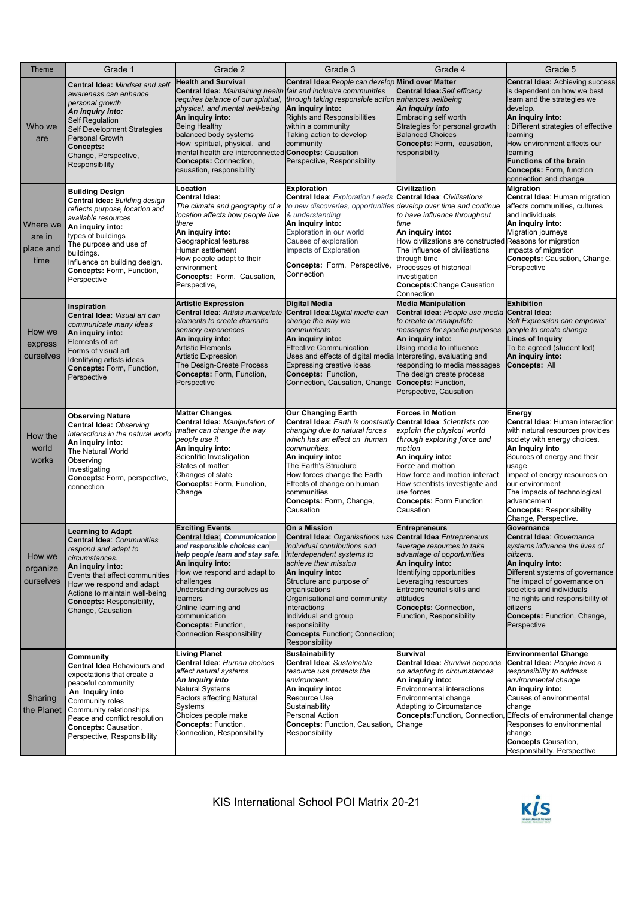| Theme | Grade 1 | Grade 2 | Grade 3 | Grade 4 | Grade 5 |
|---|---|---|---|---|---|
| Who we are | **Central Idea:** *Mindset and self awareness can enhance personal growth* ***An inquiry into:*** Self Regulation Self Development Strategies Personal Growth **Concepts:** Change, Perspective, Responsibility | **Health and Survival** **Central Idea:** *Maintaining health requires balance of our spiritual, physical, and mental well-being* **An inquiry into:** Being Healthy balanced body systems How spiritual, physical, and mental health are interconnected **Concepts:** Connection, causation, responsibility | **Central Idea:** *People can develop fair and inclusive communities through taking responsible action* **An inquiry into:** Rights and Responsibilities within a community Taking action to develop community **Concepts:** Causation Perspective, Responsibility | **Mind over Matter** **Central Idea:** *Self efficacy enhances wellbeing* ***An inquiry into*** Embracing self worth Strategies for personal growth Balanced Choices **Concepts:** Form, causation, responsibility | **Central Idea:** Achieving success is dependent on how we best learn and the strategies we develop. **An inquiry into:** : Different strategies of effective learning How environment affects our learning **Functions of the brain** **Concepts:** Form, function connection and change |
| Where we are in place and time | **Building Design** **Central idea:** *Building design reflects purpose, location and available resources* **An inquiry into:** types of buildings The purpose and use of buildings. Influence on building design. **Concepts:** Form, Function, Perspective | **Location** **Central Idea:** *The climate and geography of a location affects how people live there* **An inquiry into:** Geographical features Human settlement How people adapt to their environment **Concepts:** Form, Causation, Perspective, | **Exploration** **Central Idea**: *Exploration Leads to new discoveries, opportunities & understanding* **An inquiry into:** Exploration in our world Causes of exploration Impacts of Exploration **Concepts:** Form, Perspective, Connection | **Civilization** **Central Idea**: *Civilisations develop over time and continue to have influence throughout time* **An inquiry into:** How civilizations are constructed The influence of civilisations through time Processes of historical investigation **Concepts:**Change Causation Connection | **Migration** **Central Idea**: Human migration affects communities, cultures and individuals **An inquiry into:** Migration journeys Reasons for migration Impacts of migration **Concepts:** Causation, Change, Perspective |
| How we express ourselves | **Inspiration** **Central Idea**: *Visual art can communicate many ideas* **An inquiry into:** Elements of art Forms of visual art Identifying artists ideas **Concepts:** Form, Function, Perspective | **Artistic Expression** **Central Idea**: *Artists manipulate elements to create dramatic sensory experiences* **An inquiry into:** Artistic Elements Artistic Expression The Design-Create Process **Concepts:** Form, Function, Perspective | **Digital Media** **Central Idea**:*Digital media can change the way we communicate* **An inquiry into:** Effective Communication Uses and effects of digital media Expressing creative ideas **Concepts:** Function, Connection, Causation, Change | **Media Manipulation** **Central idea:** *People use media to create or manipulate messages for specific purposes* **An inquiry into:** Using media to influence Interpreting, evaluating and responding to media messages The design create process **Concepts:** Function, Perspective, Causation | **Exhibition** **Central Idea:** *Self Expression can empower people to create change* **Lines of Inquiry** To be agreed (student led) **An inquiry into:** **Concepts:** All |
| How the world works | **Observing Nature** **Central Idea:** *Observing interactions in the natural world* **An inquiry into:** The Natural World Observing Investigating **Concepts:** Form, perspective, connection | **Matter Changes** **Central Idea:** *Manipulation of matter can change the way people use it* **An inquiry into:** Scientific Investigation States of matter Changes of state **Concepts:** Form, Function, Change | **Our Changing Earth** **Central Idea:** *Earth is constantly changing due to natural forces which has an effect on human communities.* **An inquiry into:** The Earth's Structure How forces change the Earth Effects of change on human communities **Concepts:** Form, Change, Causation | **Forces in Motion** **Central Idea:** *Scientists can explain the physical world through exploring force and motion* **An inquiry into:** Force and motion How force and motion interact How scientists investigate and use forces **Concepts:** Form Function Causation | **Energy** **Central Idea**: Human interaction with natural resources provides society with energy choices. **An Inquiry into** Sources of energy and their usage Impact of energy resources on our environment The impacts of technological advancement **Concepts:** Responsibility Change, Perspective. |
| How we organize ourselves | **Learning to Adapt** **Central Idea**: *Communities respond and adapt to circumstances.* **An inquiry into:** Events that affect communities How we respond and adapt Actions to maintain well-being **Concepts:** Responsibility, Change, Causation | **Exciting Events** **Central Idea**: ***Communication and responsible choices can help people learn and stay safe.*** **An inquiry into:** How we respond and adapt to challenges Understanding ourselves as learners Online learning and communication **Concepts:** Function, Connection Responsibility | **On a Mission** **Central Idea:** *Organisations use individual contributions and interdependent systems to achieve their mission* **An inquiry into:** Structure and purpose of organisations Organisational and community interactions Individual and group responsibility **Concepts** Function; Connection; Responsibility | **Entrepreneurs** **Central Idea**:*Entrepreneurs leverage resources to take advantage of opportunities* **An inquiry into:** Identifying opportunities Leveraging resources Entrepreneurial skills and attitudes **Concepts:** Connection, Function, Responsibility | **Governance** **Central Idea**: *Governance systems influence the lives of citizens.* **An inquiry into:** Different systems of governance The impact of governance on societies and individuals The rights and responsibility of citizens **Concepts:** Function, Change, Perspective |
| Sharing the Planet | **Community** **Central Idea** Behaviours and expectations that create a peaceful community **An Inquiry into** Community roles Community relationships Peace and conflict resolution **Concepts:** Causation, Perspective, Responsibility | **Living Planet** **Central Idea**: *Human choices affect natural systems* ***An Inquiry into*** Natural Systems Factors affecting Natural Systems Choices people make **Concepts:** Function, Connection, Responsibility | **Sustainability** **Central Idea**: *Sustainable resource use protects the environment.* **An inquiry into:** Resource Use Sustainability Personal Action **Concepts:** Function, Causation, Responsibility | **Survival** **Central Idea:** *Survival depends on adapting to circumstances* **An inquiry into:** Environmental interactions Environmental change Adapting to Circumstance **Concepts**:Function, Connection, Change | **Environmental Change** **Central Idea:** *People have a responsibility to address environmental change* **An inquiry into:** Causes of environmental change Effects of environmental change Responses to environmental change **Concepts** Causation, Responsibility, Perspective |

KIS International School POI Matrix 20-21